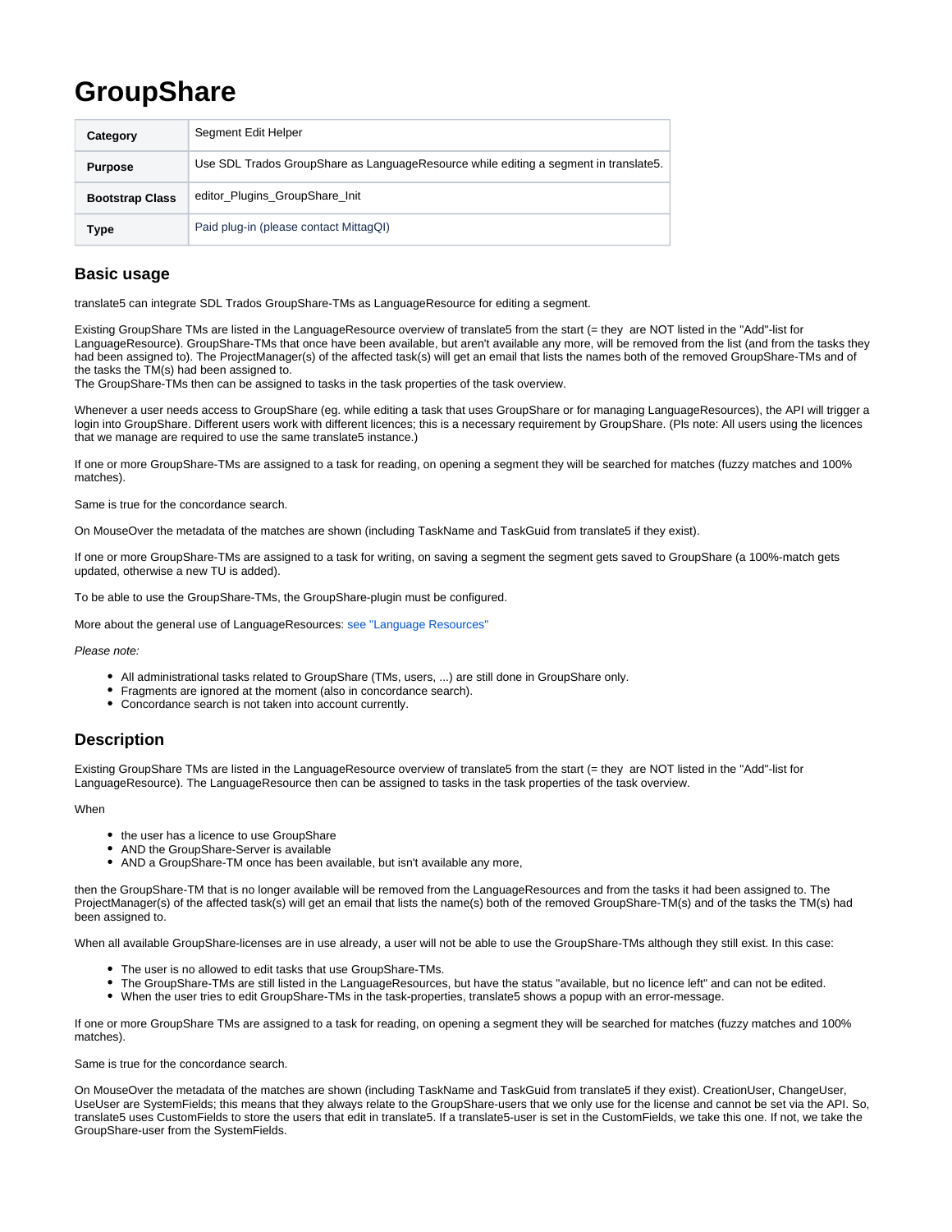# GroupShare

| | |
|---|---|
| **Category** | Segment Edit Helper |
| **Purpose** | Use SDL Trados GroupShare as LanguageResource while editing a segment in translate5. |
| **Bootstrap Class** | editor_Plugins_GroupShare_Init |
| **Type** | Paid plug-in (please contact MittagQI) |

## Basic usage

translate5 can integrate SDL Trados GroupShare-TMs as LanguageResource for editing a segment.

Existing GroupShare TMs are listed in the LanguageResource overview of translate5 from the start (= they are NOT listed in the "Add"-list for LanguageResource). GroupShare-TMs that once have been available, but aren't available any more, will be removed from the list (and from the tasks they had been assigned to). The ProjectManager(s) of the affected task(s) will get an email that lists the names both of the removed GroupShare-TMs and of the tasks the TM(s) had been assigned to.
The GroupShare-TMs then can be assigned to tasks in the task properties of the task overview.

Whenever a user needs access to GroupShare (eg. while editing a task that uses GroupShare or for managing LanguageResources), the API will trigger a login into GroupShare. Different users work with different licences; this is a necessary requirement by GroupShare. (Pls note: All users using the licences that we manage are required to use the same translate5 instance.)

If one or more GroupShare-TMs are assigned to a task for reading, on opening a segment they will be searched for matches (fuzzy matches and 100% matches).

Same is true for the concordance search.

On MouseOver the metadata of the matches are shown (including TaskName and TaskGuid from translate5 if they exist).

If one or more GroupShare-TMs are assigned to a task for writing, on saving a segment the segment gets saved to GroupShare (a 100%-match gets updated, otherwise a new TU is added).

To be able to use the GroupShare-TMs, the GroupShare-plugin must be configured.

More about the general use of LanguageResources: see "Language Resources"

*Please note:*

- All administrational tasks related to GroupShare (TMs, users, ...) are still done in GroupShare only.
- Fragments are ignored at the moment (also in concordance search).
- Concordance search is not taken into account currently.

## Description

Existing GroupShare TMs are listed in the LanguageResource overview of translate5 from the start (= they are NOT listed in the "Add"-list for LanguageResource). The LanguageResource then can be assigned to tasks in the task properties of the task overview.

When

- the user has a licence to use GroupShare
- AND the GroupShare-Server is available
- AND a GroupShare-TM once has been available, but isn't available any more,

then the GroupShare-TM that is no longer available will be removed from the LanguageResources and from the tasks it had been assigned to. The ProjectManager(s) of the affected task(s) will get an email that lists the name(s) both of the removed GroupShare-TM(s) and of the tasks the TM(s) had been assigned to.

When all available GroupShare-licenses are in use already, a user will not be able to use the GroupShare-TMs although they still exist. In this case:

- The user is no allowed to edit tasks that use GroupShare-TMs.
- The GroupShare-TMs are still listed in the LanguageResources, but have the status "available, but no licence left" and can not be edited.
- When the user tries to edit GroupShare-TMs in the task-properties, translate5 shows a popup with an error-message.

If one or more GroupShare TMs are assigned to a task for reading, on opening a segment they will be searched for matches (fuzzy matches and 100% matches).

Same is true for the concordance search.

On MouseOver the metadata of the matches are shown (including TaskName and TaskGuid from translate5 if they exist). CreationUser, ChangeUser, UseUser are SystemFields; this means that they always relate to the GroupShare-users that we only use for the license and cannot be set via the API. So, translate5 uses CustomFields to store the users that edit in translate5. If a translate5-user is set in the CustomFields, we take this one. If not, we take the GroupShare-user from the SystemFields.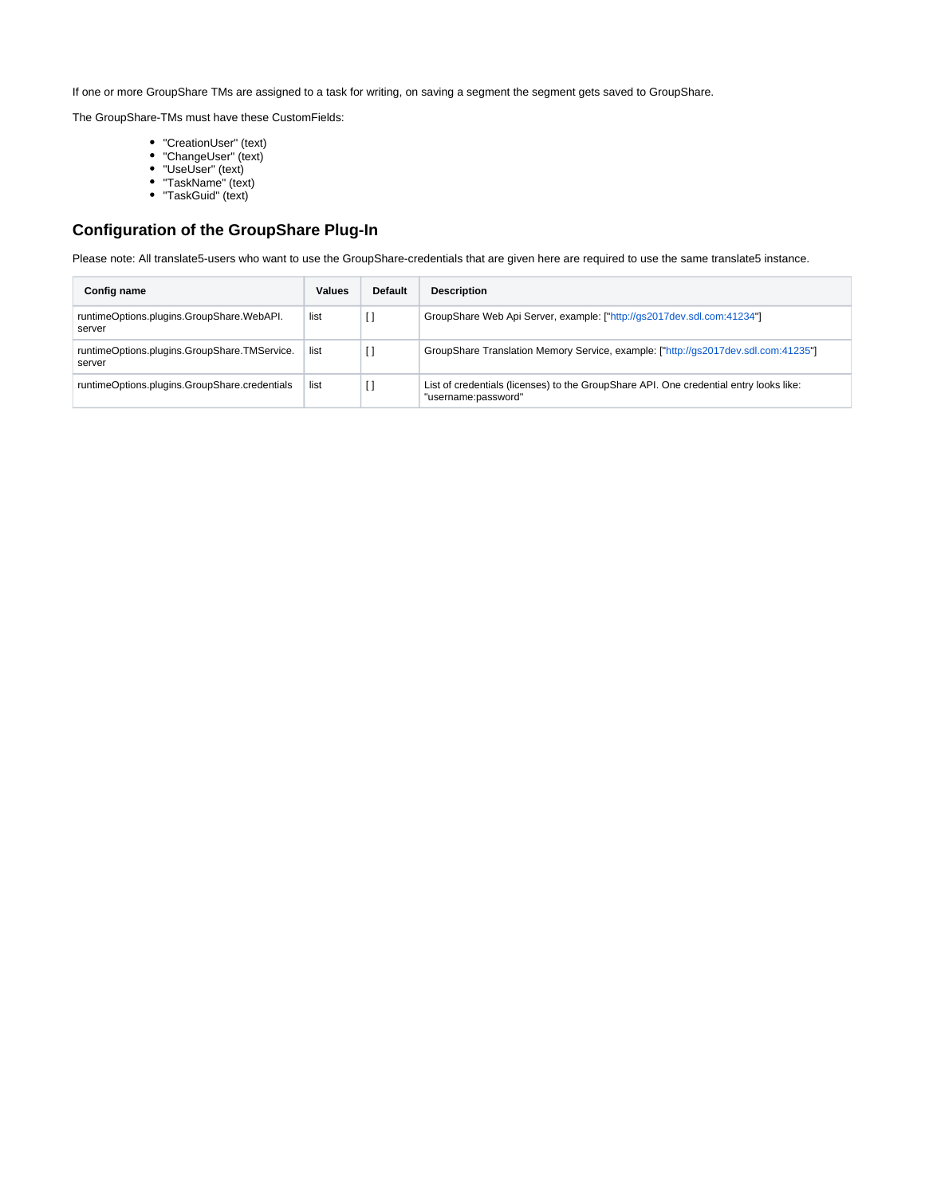If one or more GroupShare TMs are assigned to a task for writing, on saving a segment the segment gets saved to GroupShare.

The GroupShare-TMs must have these CustomFields:

- "CreationUser" (text)
- "ChangeUser" (text)
- "UseUser" (text)
- "TaskName" (text)
- "TaskGuid" (text)

## Configuration of the GroupShare Plug-In

Please note: All translate5-users who want to use the GroupShare-credentials that are given here are required to use the same translate5 instance.

| Config name | Values | Default | Description |
|---|---|---|---|
| runtimeOptions.plugins.GroupShare.WebAPI.server | list | [ ] | GroupShare Web Api Server, example: ["http://gs2017dev.sdl.com:41234"] |
| runtimeOptions.plugins.GroupShare.TMService.server | list | [ ] | GroupShare Translation Memory Service, example: ["http://gs2017dev.sdl.com:41235"] |
| runtimeOptions.plugins.GroupShare.credentials | list | [ ] | List of credentials (licenses) to the GroupShare API. One credential entry looks like: "username:password" |